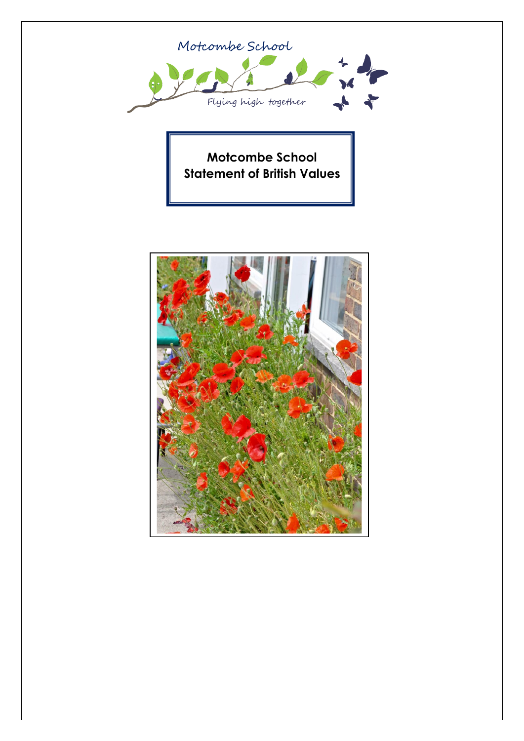Motcombe School

Flying high together

# Motcombe School
# Statement of British Values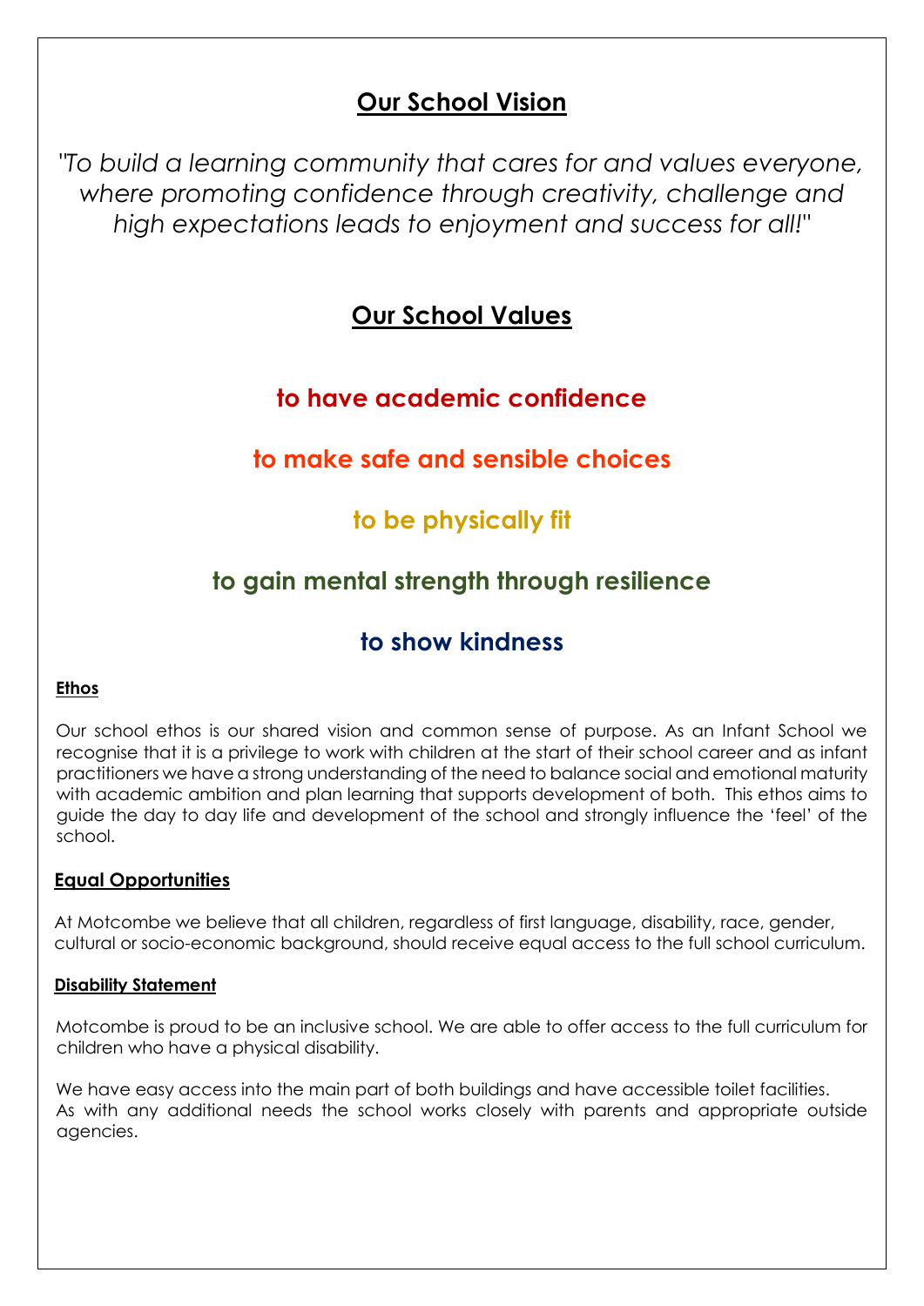## Our School Vision

*"To build a learning community that cares for and values everyone, where promoting confidence through creativity, challenge and high expectations leads to enjoyment and success for all!"*

## Our School Values

**to have academic confidence**

**to make safe and sensible choices**

**to be physically fit**

**to gain mental strength through resilience**

**to show kindness**

### Ethos

Our school ethos is our shared vision and common sense of purpose. As an Infant School we recognise that it is a privilege to work with children at the start of their school career and as infant practitioners we have a strong understanding of the need to balance social and emotional maturity with academic ambition and plan learning that supports development of both. This ethos aims to guide the day to day life and development of the school and strongly influence the 'feel' of the school.

### Equal Opportunities

At Motcombe we believe that all children, regardless of first language, disability, race, gender, cultural or socio-economic background, should receive equal access to the full school curriculum.

### Disability Statement

Motcombe is proud to be an inclusive school. We are able to offer access to the full curriculum for children who have a physical disability.

We have easy access into the main part of both buildings and have accessible toilet facilities. As with any additional needs the school works closely with parents and appropriate outside agencies.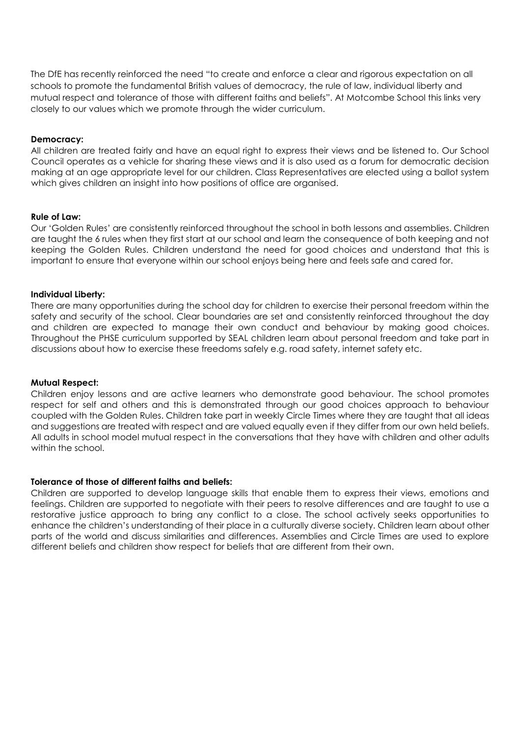The DfE has recently reinforced the need "to create and enforce a clear and rigorous expectation on all schools to promote the fundamental British values of democracy, the rule of law, individual liberty and mutual respect and tolerance of those with different faiths and beliefs". At Motcombe School this links very closely to our values which we promote through the wider curriculum.

**Democracy:**

All children are treated fairly and have an equal right to express their views and be listened to. Our School Council operates as a vehicle for sharing these views and it is also used as a forum for democratic decision making at an age appropriate level for our children. Class Representatives are elected using a ballot system which gives children an insight into how positions of office are organised.

**Rule of Law:**

Our 'Golden Rules' are consistently reinforced throughout the school in both lessons and assemblies. Children are taught the 6 rules when they first start at our school and learn the consequence of both keeping and not keeping the Golden Rules. Children understand the need for good choices and understand that this is important to ensure that everyone within our school enjoys being here and feels safe and cared for.

**Individual Liberty:**

There are many opportunities during the school day for children to exercise their personal freedom within the safety and security of the school. Clear boundaries are set and consistently reinforced throughout the day and children are expected to manage their own conduct and behaviour by making good choices. Throughout the PHSE curriculum supported by SEAL children learn about personal freedom and take part in discussions about how to exercise these freedoms safely e.g. road safety, internet safety etc.

**Mutual Respect:**

Children enjoy lessons and are active learners who demonstrate good behaviour. The school promotes respect for self and others and this is demonstrated through our good choices approach to behaviour coupled with the Golden Rules. Children take part in weekly Circle Times where they are taught that all ideas and suggestions are treated with respect and are valued equally even if they differ from our own held beliefs. All adults in school model mutual respect in the conversations that they have with children and other adults within the school.

**Tolerance of those of different faiths and beliefs:**

Children are supported to develop language skills that enable them to express their views, emotions and feelings. Children are supported to negotiate with their peers to resolve differences and are taught to use a restorative justice approach to bring any conflict to a close. The school actively seeks opportunities to enhance the children's understanding of their place in a culturally diverse society. Children learn about other parts of the world and discuss similarities and differences. Assemblies and Circle Times are used to explore different beliefs and children show respect for beliefs that are different from their own.